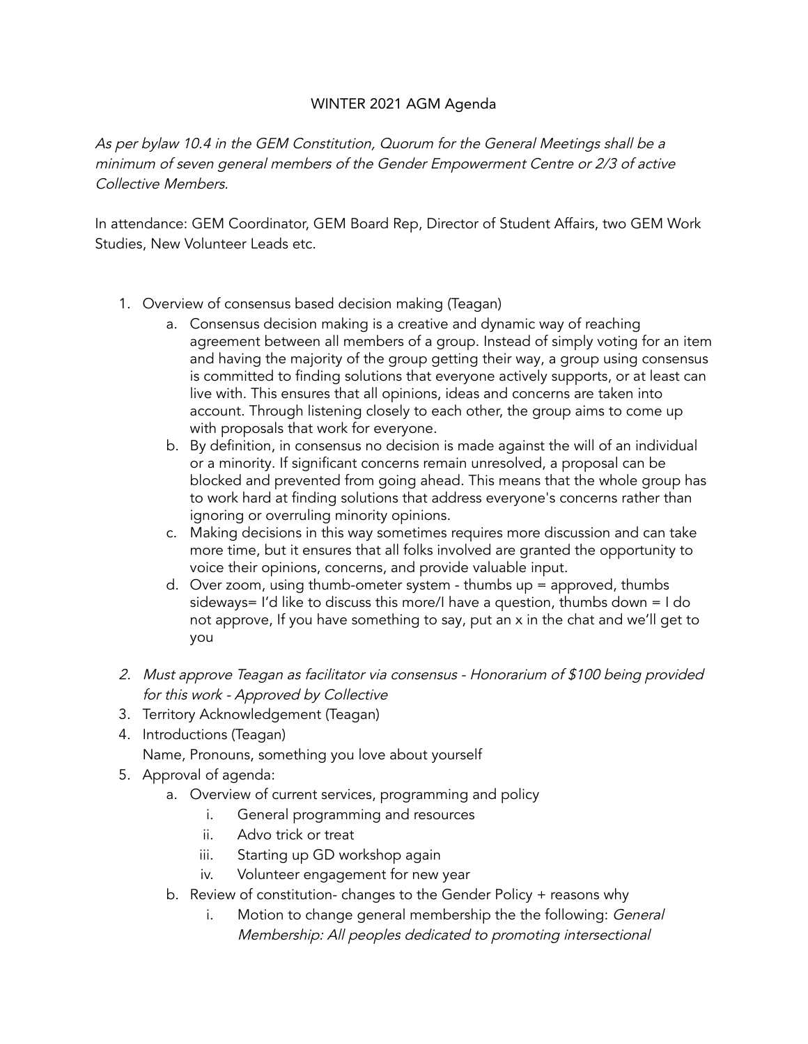# WINTER 2021 AGM Agenda

*As per bylaw 10.4 in the GEM Constitution, Quorum for the General Meetings shall be a minimum of seven general members of the Gender Empowerment Centre or 2/3 of active Collective Members.*

In attendance: GEM Coordinator, GEM Board Rep, Director of Student Affairs, two GEM Work Studies, New Volunteer Leads etc.

1. Overview of consensus based decision making (Teagan)
   a. Consensus decision making is a creative and dynamic way of reaching agreement between all members of a group. Instead of simply voting for an item and having the majority of the group getting their way, a group using consensus is committed to finding solutions that everyone actively supports, or at least can live with. This ensures that all opinions, ideas and concerns are taken into account. Through listening closely to each other, the group aims to come up with proposals that work for everyone.
   b. By definition, in consensus no decision is made against the will of an individual or a minority. If significant concerns remain unresolved, a proposal can be blocked and prevented from going ahead. This means that the whole group has to work hard at finding solutions that address everyone's concerns rather than ignoring or overruling minority opinions.
   c. Making decisions in this way sometimes requires more discussion and can take more time, but it ensures that all folks involved are granted the opportunity to voice their opinions, concerns, and provide valuable input.
   d. Over zoom, using thumb-ometer system - thumbs up = approved, thumbs sideways= I'd like to discuss this more/I have a question, thumbs down = I do not approve, If you have something to say, put an x in the chat and we'll get to you
2. *Must approve Teagan as facilitator via consensus - Honorarium of $100 being provided for this work - Approved by Collective*
3. Territory Acknowledgement (Teagan)
4. Introductions (Teagan)
   Name, Pronouns, something you love about yourself
5. Approval of agenda:
   a. Overview of current services, programming and policy
      i. General programming and resources
      ii. Advo trick or treat
      iii. Starting up GD workshop again
      iv. Volunteer engagement for new year
   b. Review of constitution- changes to the Gender Policy + reasons why
      i. Motion to change general membership the the following: *General Membership: All peoples dedicated to promoting intersectional*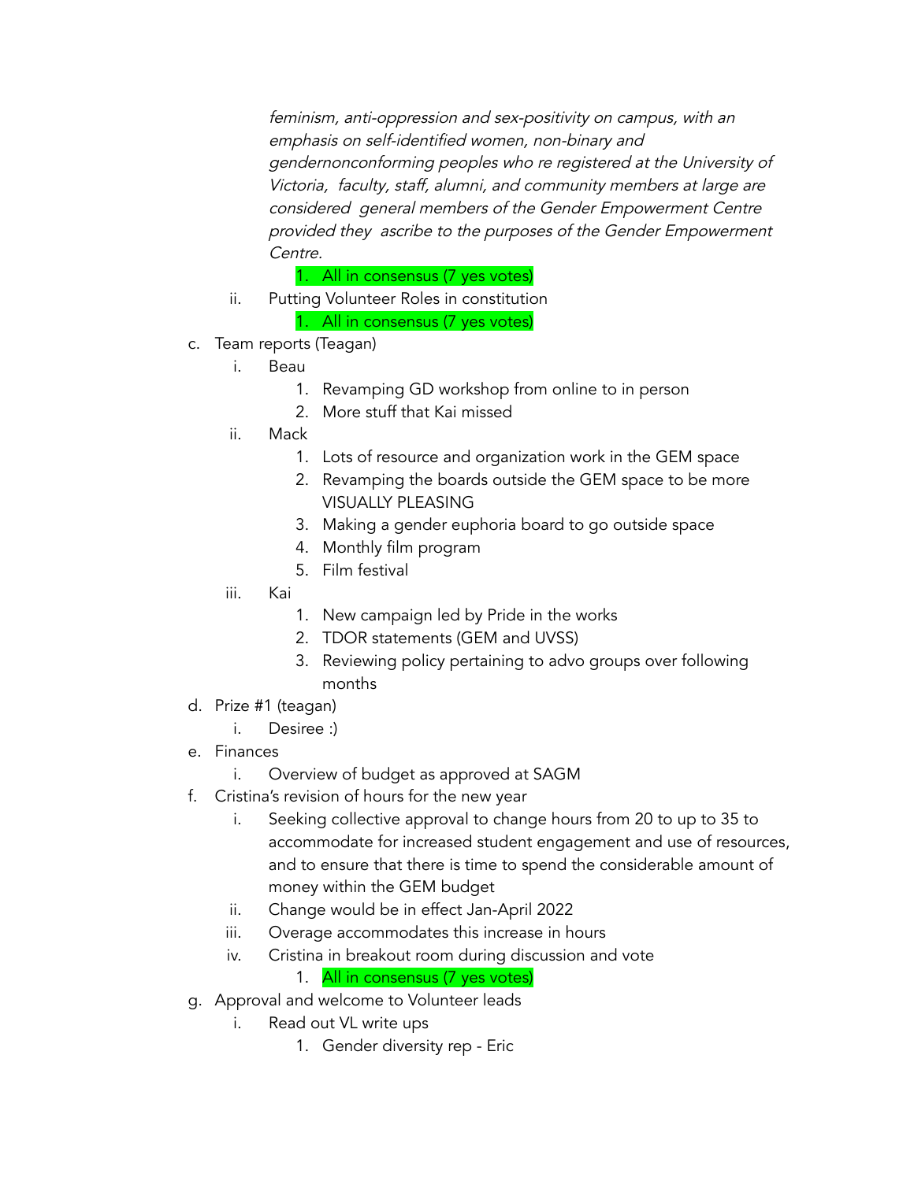*feminism, anti-oppression and sex-positivity on campus, with an emphasis on self-identified women, non-binary and gendernonconforming peoples who re registered at the University of Victoria, faculty, staff, alumni, and community members at large are considered general members of the Gender Empowerment Centre provided they ascribe to the purposes of the Gender Empowerment Centre.*

1. All in consensus (7 yes votes)

ii. Putting Volunteer Roles in constitution
   1. All in consensus (7 yes votes)

c. Team reports (Teagan)
   i. Beau
      1. Revamping GD workshop from online to in person
      2. More stuff that Kai missed
   ii. Mack
      1. Lots of resource and organization work in the GEM space
      2. Revamping the boards outside the GEM space to be more VISUALLY PLEASING
      3. Making a gender euphoria board to go outside space
      4. Monthly film program
      5. Film festival
   iii. Kai
      1. New campaign led by Pride in the works
      2. TDOR statements (GEM and UVSS)
      3. Reviewing policy pertaining to advo groups over following months

d. Prize #1 (teagan)
   i. Desiree :)

e. Finances
   i. Overview of budget as approved at SAGM

f. Cristina's revision of hours for the new year
   i. Seeking collective approval to change hours from 20 to up to 35 to accommodate for increased student engagement and use of resources, and to ensure that there is time to spend the considerable amount of money within the GEM budget
   ii. Change would be in effect Jan-April 2022
   iii. Overage accommodates this increase in hours
   iv. Cristina in breakout room during discussion and vote
      1. All in consensus (7 yes votes)

g. Approval and welcome to Volunteer leads
   i. Read out VL write ups
      1. Gender diversity rep - Eric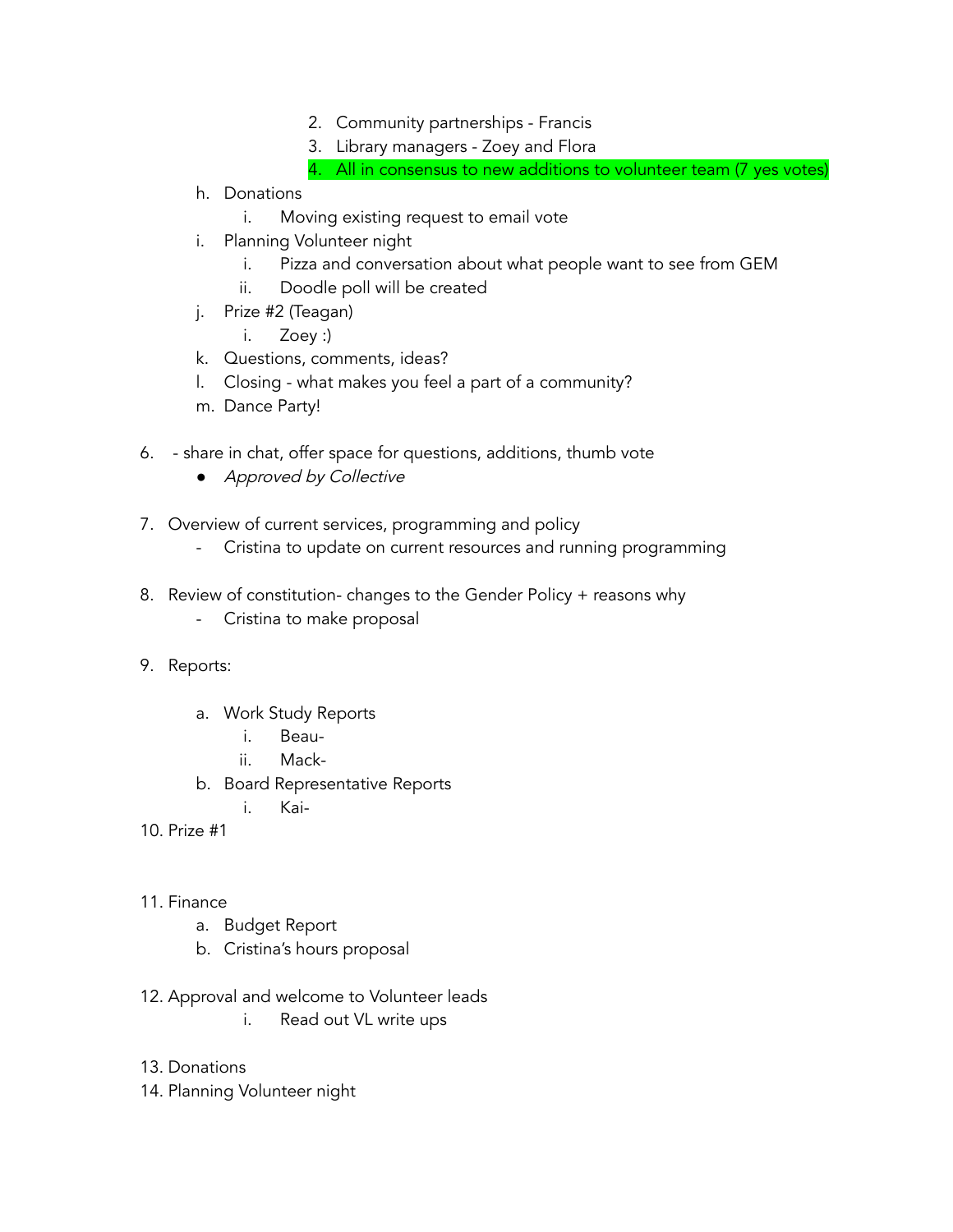2. Community partnerships - Francis
        3. Library managers - Zoey and Flora
        4. All in consensus to new additions to volunteer team (7 yes votes)

    h. Donations
        i. Moving existing request to email vote
    i. Planning Volunteer night
        i. Pizza and conversation about what people want to see from GEM
        ii. Doodle poll will be created
    j. Prize #2 (Teagan)
        i. Zoey :)
    k. Questions, comments, ideas?
    l. Closing - what makes you feel a part of a community?
    m. Dance Party!

6. - share in chat, offer space for questions, additions, thumb vote
    - *Approved by Collective*

7. Overview of current services, programming and policy
    - Cristina to update on current resources and running programming

8. Review of constitution- changes to the Gender Policy + reasons why
    - Cristina to make proposal

9. Reports:

    a. Work Study Reports
        i. Beau-
        ii. Mack-
    b. Board Representative Reports
        i. Kai-

10. Prize #1

11. Finance
    a. Budget Report
    b. Cristina's hours proposal

12. Approval and welcome to Volunteer leads
    i. Read out VL write ups

13. Donations
14. Planning Volunteer night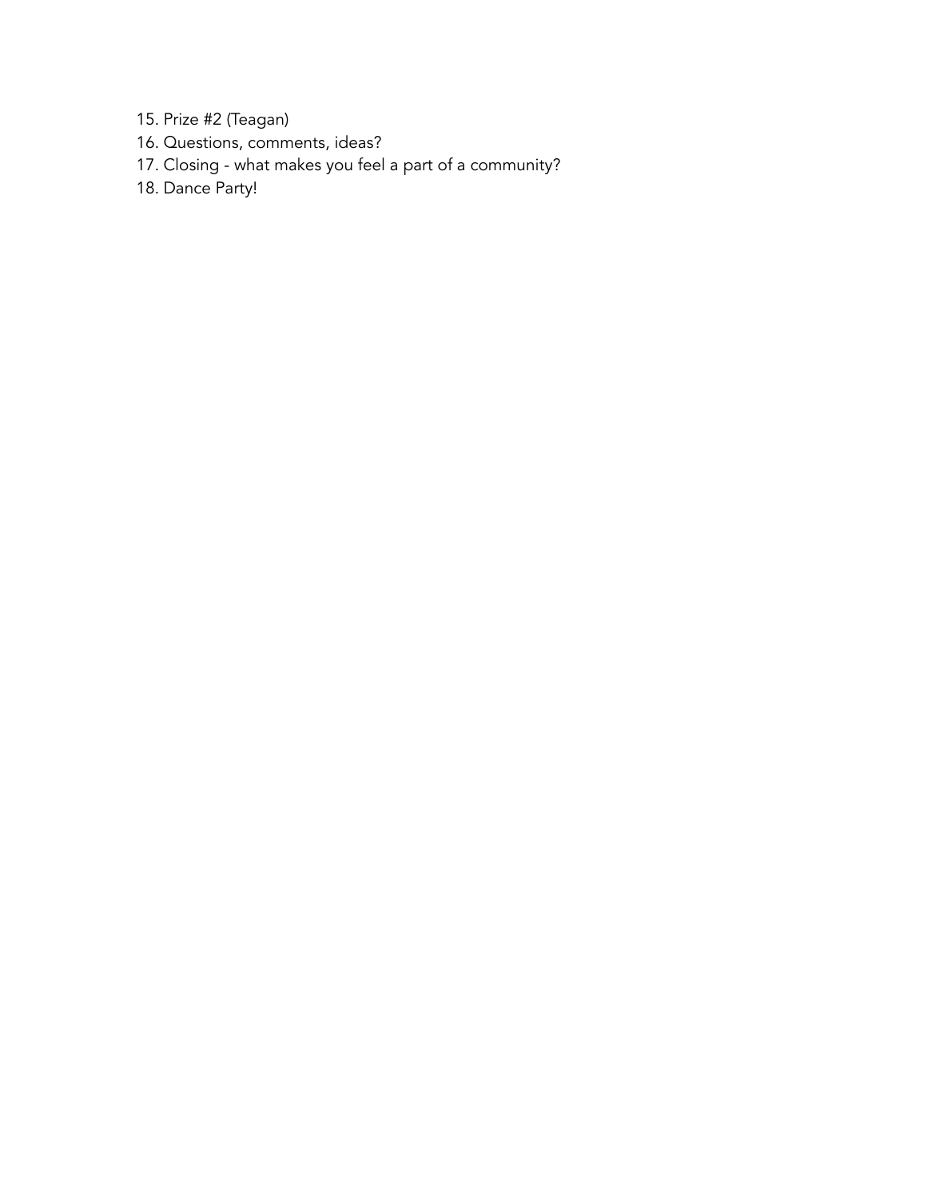15. Prize #2 (Teagan)
16. Questions, comments, ideas?
17. Closing - what makes you feel a part of a community?
18. Dance Party!